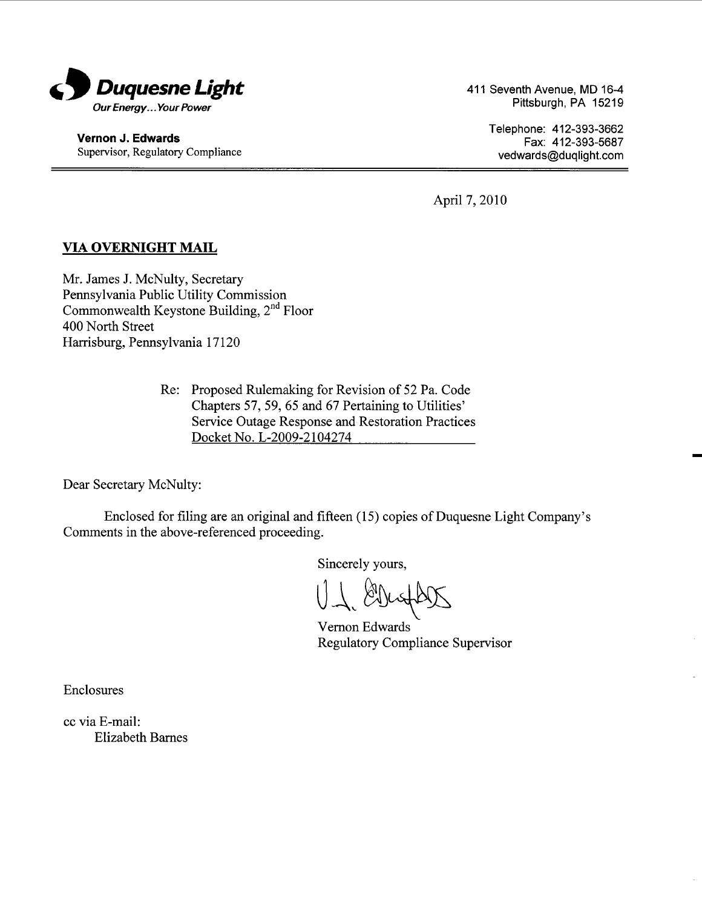**Duquesne Light**
*Our Energy... Your Power*

**Vernon J. Edwards**
Supervisor, Regulatory Compliance

411 Seventh Avenue, MD 16-4
Pittsburgh, PA 15219

Telephone: 412-393-3662
Fax: 412-393-5687
vedwards@duqlight.com

April 7, 2010

**VIA OVERNIGHT MAIL**

Mr. James J. McNulty, Secretary
Pennsylvania Public Utility Commission
Commonwealth Keystone Building, 2nd Floor
400 North Street
Harrisburg, Pennsylvania 17120

Re: Proposed Rulemaking for Revision of 52 Pa. Code Chapters 57, 59, 65 and 67 Pertaining to Utilities' Service Outage Response and Restoration Practices
Docket No. L-2009-2104274

Dear Secretary McNulty:

Enclosed for filing are an original and fifteen (15) copies of Duquesne Light Company's Comments in the above-referenced proceeding.

Sincerely yours,

Vernon Edwards
Regulatory Compliance Supervisor

Enclosures

cc via E-mail:
Elizabeth Barnes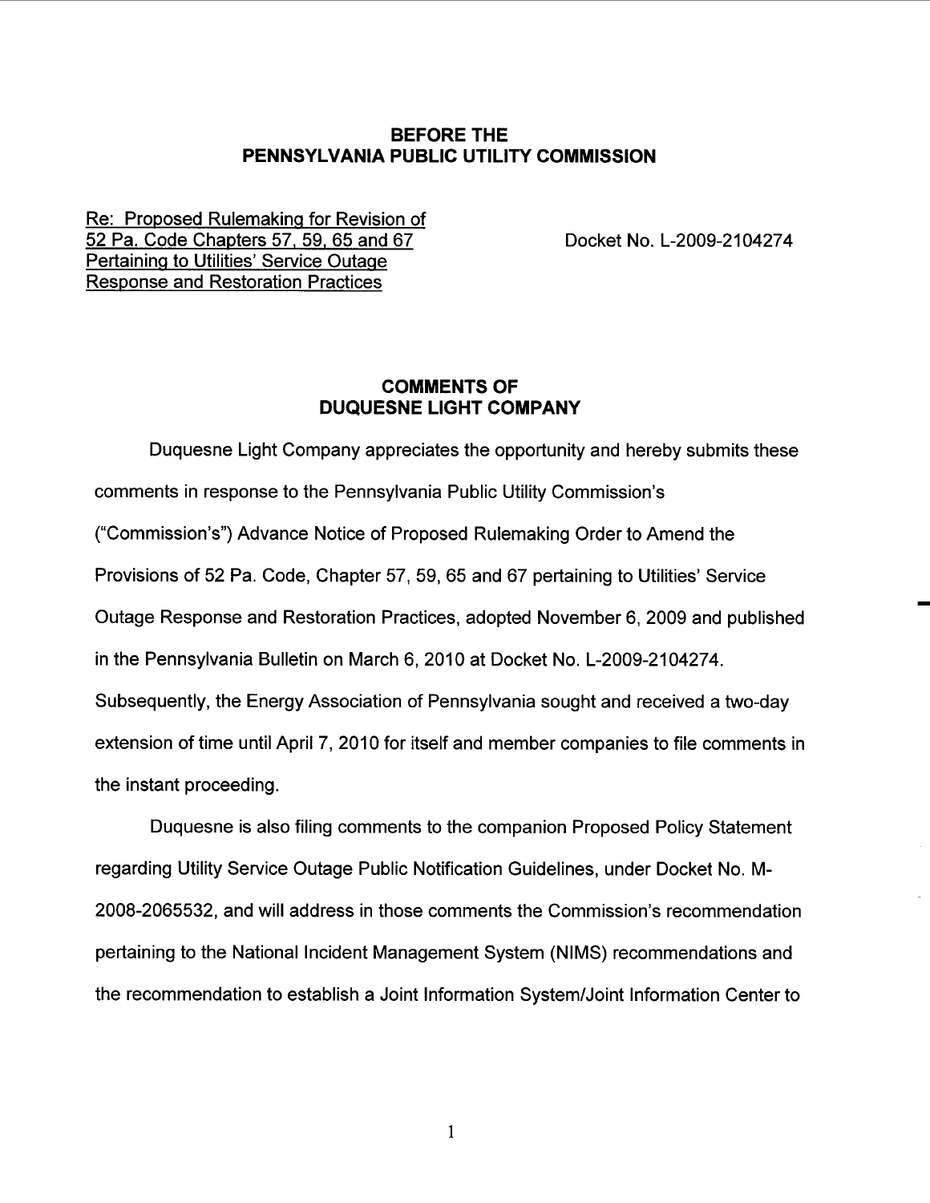**BEFORE THE**
**PENNSYLVANIA PUBLIC UTILITY COMMISSION**

Re: Proposed Rulemaking for Revision of 52 Pa. Code Chapters 57, 59, 65 and 67 Pertaining to Utilities' Service Outage Response and Restoration Practices

Docket No. L-2009-2104274

## COMMENTS OF DUQUESNE LIGHT COMPANY

Duquesne Light Company appreciates the opportunity and hereby submits these comments in response to the Pennsylvania Public Utility Commission's ("Commission's") Advance Notice of Proposed Rulemaking Order to Amend the Provisions of 52 Pa. Code, Chapter 57, 59, 65 and 67 pertaining to Utilities' Service Outage Response and Restoration Practices, adopted November 6, 2009 and published in the Pennsylvania Bulletin on March 6, 2010 at Docket No. L-2009-2104274. Subsequently, the Energy Association of Pennsylvania sought and received a two-day extension of time until April 7, 2010 for itself and member companies to file comments in the instant proceeding.

Duquesne is also filing comments to the companion Proposed Policy Statement regarding Utility Service Outage Public Notification Guidelines, under Docket No. M-2008-2065532, and will address in those comments the Commission's recommendation pertaining to the National Incident Management System (NIMS) recommendations and the recommendation to establish a Joint Information System/Joint Information Center to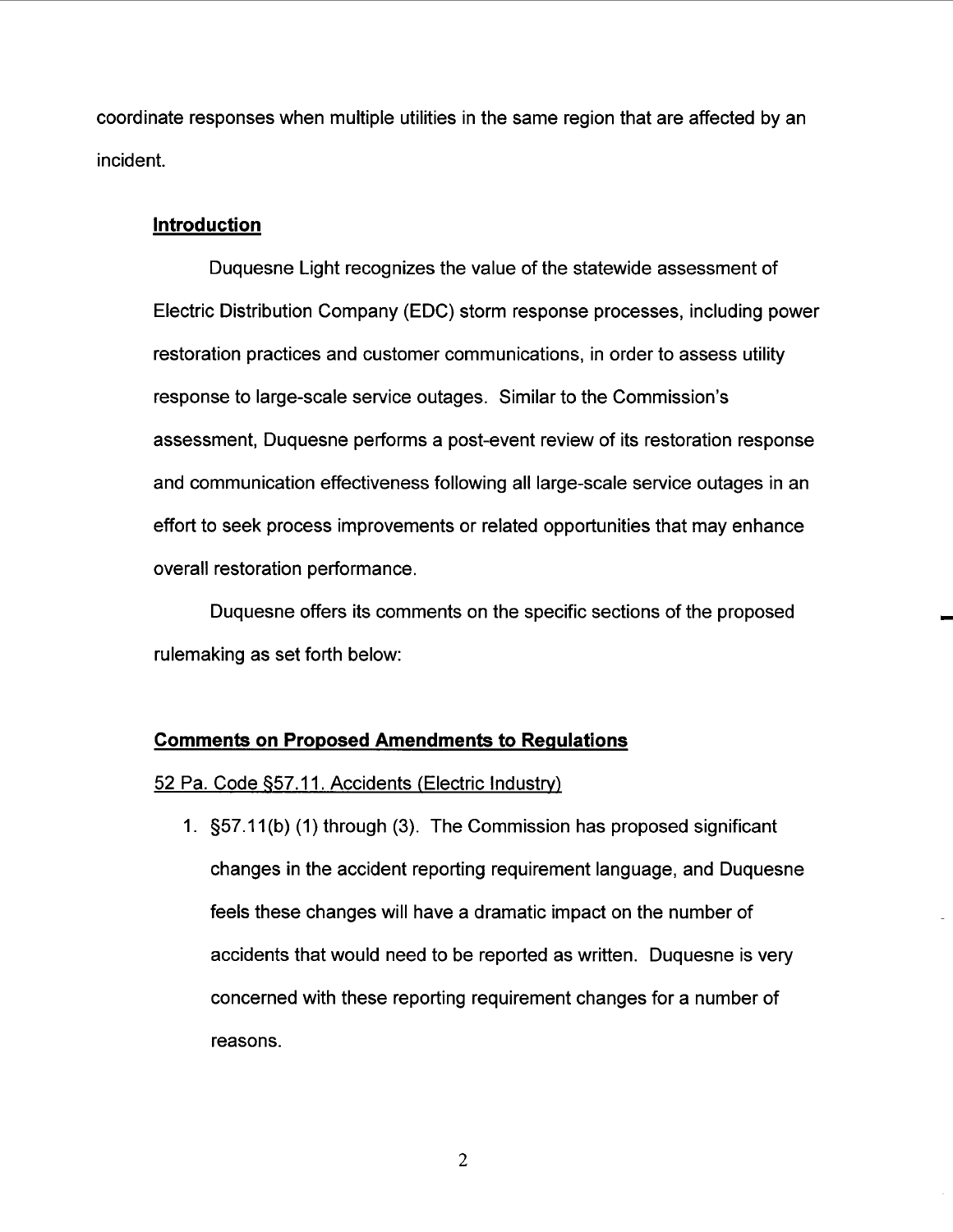coordinate responses when multiple utilities in the same region that are affected by an incident.

## **Introduction**

Duquesne Light recognizes the value of the statewide assessment of Electric Distribution Company (EDC) storm response processes, including power restoration practices and customer communications, in order to assess utility response to large-scale service outages. Similar to the Commission's assessment, Duquesne performs a post-event review of its restoration response and communication effectiveness following all large-scale service outages in an effort to seek process improvements or related opportunities that may enhance overall restoration performance.

Duquesne offers its comments on the specific sections of the proposed rulemaking as set forth below:

## **Comments on Proposed Amendments to Regulations**

52 Pa. Code §57.11. Accidents (Electric Industry)

1. §57.11(b) (1) through (3). The Commission has proposed significant changes in the accident reporting requirement language, and Duquesne feels these changes will have a dramatic impact on the number of accidents that would need to be reported as written. Duquesne is very concerned with these reporting requirement changes for a number of reasons.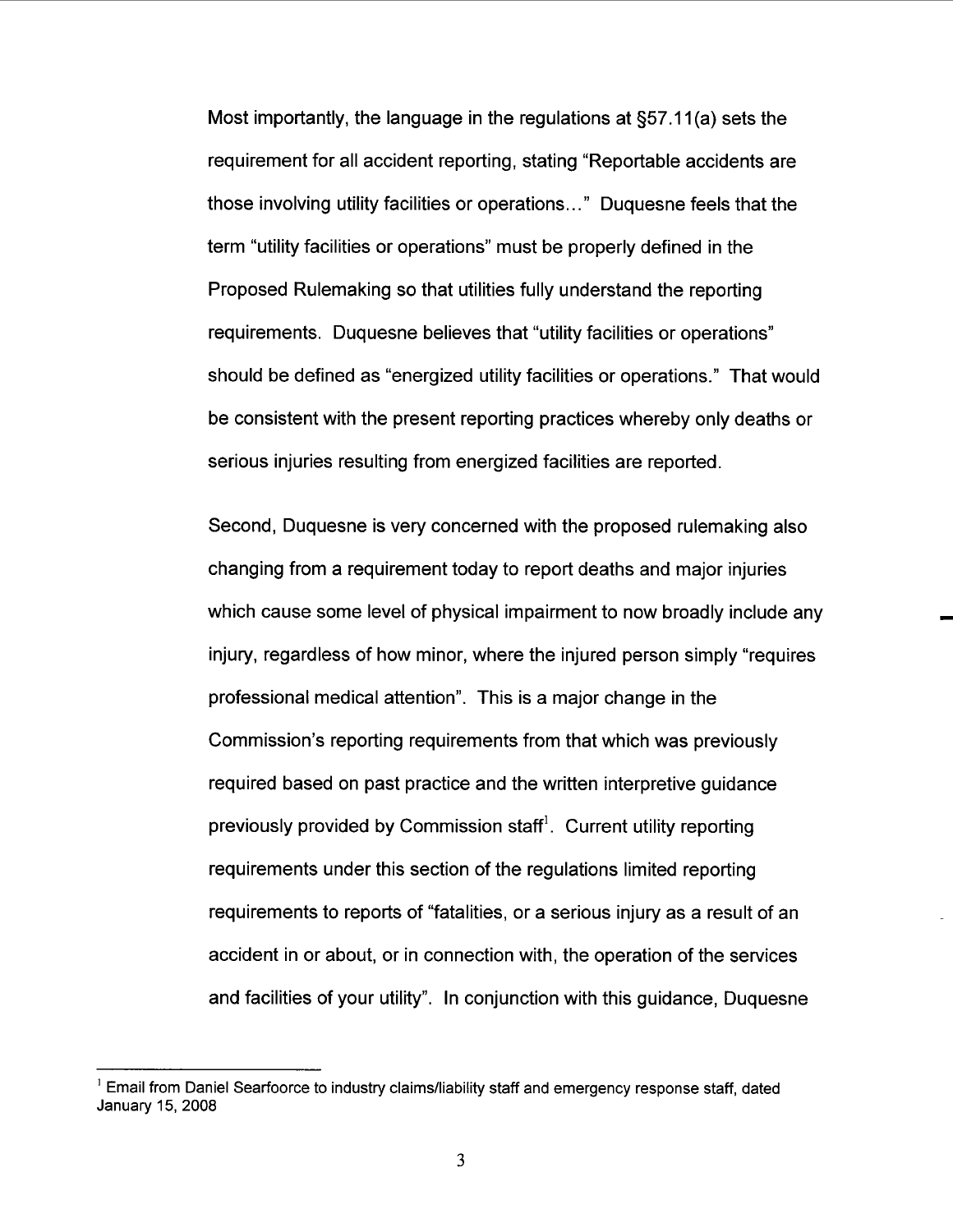Most importantly, the language in the regulations at §57.11(a) sets the requirement for all accident reporting, stating "Reportable accidents are those involving utility facilities or operations…" Duquesne feels that the term "utility facilities or operations" must be properly defined in the Proposed Rulemaking so that utilities fully understand the reporting requirements. Duquesne believes that "utility facilities or operations" should be defined as "energized utility facilities or operations." That would be consistent with the present reporting practices whereby only deaths or serious injuries resulting from energized facilities are reported.

Second, Duquesne is very concerned with the proposed rulemaking also changing from a requirement today to report deaths and major injuries which cause some level of physical impairment to now broadly include any injury, regardless of how minor, where the injured person simply "requires professional medical attention". This is a major change in the Commission's reporting requirements from that which was previously required based on past practice and the written interpretive guidance previously provided by Commission staff[1]. Current utility reporting requirements under this section of the regulations limited reporting requirements to reports of "fatalities, or a serious injury as a result of an accident in or about, or in connection with, the operation of the services and facilities of your utility". In conjunction with this guidance, Duquesne

---

[1] Email from Daniel Searfoorce to industry claims/liability staff and emergency response staff, dated January 15, 2008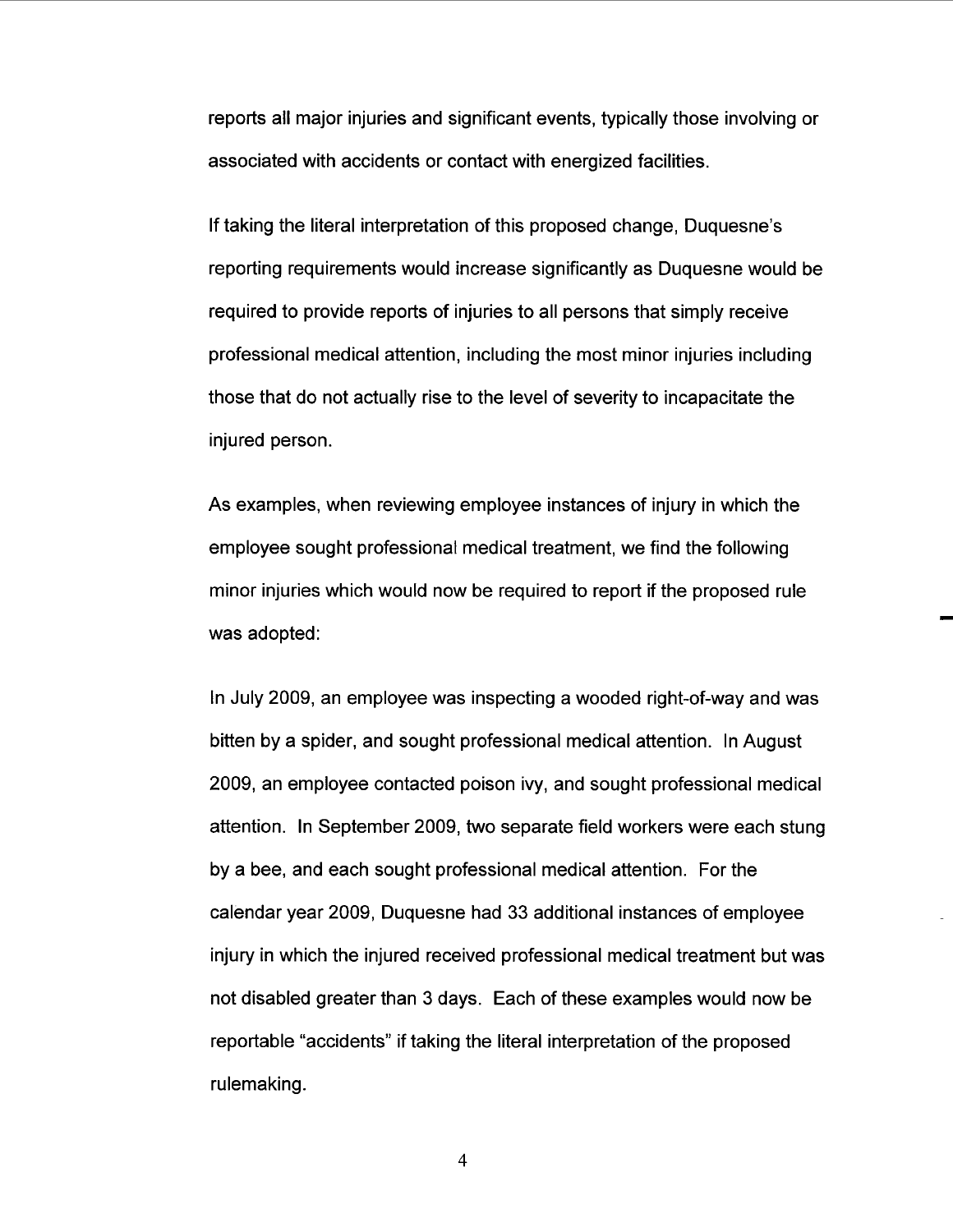reports all major injuries and significant events, typically those involving or associated with accidents or contact with energized facilities.

If taking the literal interpretation of this proposed change, Duquesne's reporting requirements would increase significantly as Duquesne would be required to provide reports of injuries to all persons that simply receive professional medical attention, including the most minor injuries including those that do not actually rise to the level of severity to incapacitate the injured person.

As examples, when reviewing employee instances of injury in which the employee sought professional medical treatment, we find the following minor injuries which would now be required to report if the proposed rule was adopted:

In July 2009, an employee was inspecting a wooded right-of-way and was bitten by a spider, and sought professional medical attention. In August 2009, an employee contacted poison ivy, and sought professional medical attention. In September 2009, two separate field workers were each stung by a bee, and each sought professional medical attention. For the calendar year 2009, Duquesne had 33 additional instances of employee injury in which the injured received professional medical treatment but was not disabled greater than 3 days. Each of these examples would now be reportable "accidents" if taking the literal interpretation of the proposed rulemaking.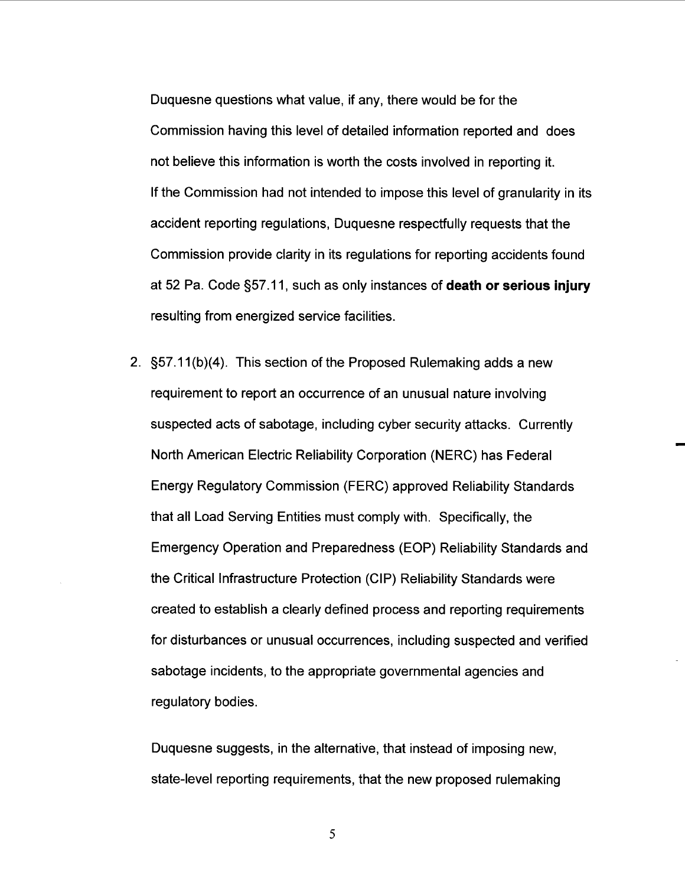Duquesne questions what value, if any, there would be for the Commission having this level of detailed information reported and does not believe this information is worth the costs involved in reporting it. If the Commission had not intended to impose this level of granularity in its accident reporting regulations, Duquesne respectfully requests that the Commission provide clarity in its regulations for reporting accidents found at 52 Pa. Code §57.11, such as only instances of **death or serious injury** resulting from energized service facilities.

2. §57.11(b)(4). This section of the Proposed Rulemaking adds a new requirement to report an occurrence of an unusual nature involving suspected acts of sabotage, including cyber security attacks. Currently North American Electric Reliability Corporation (NERC) has Federal Energy Regulatory Commission (FERC) approved Reliability Standards that all Load Serving Entities must comply with. Specifically, the Emergency Operation and Preparedness (EOP) Reliability Standards and the Critical Infrastructure Protection (CIP) Reliability Standards were created to establish a clearly defined process and reporting requirements for disturbances or unusual occurrences, including suspected and verified sabotage incidents, to the appropriate governmental agencies and regulatory bodies.

   Duquesne suggests, in the alternative, that instead of imposing new, state-level reporting requirements, that the new proposed rulemaking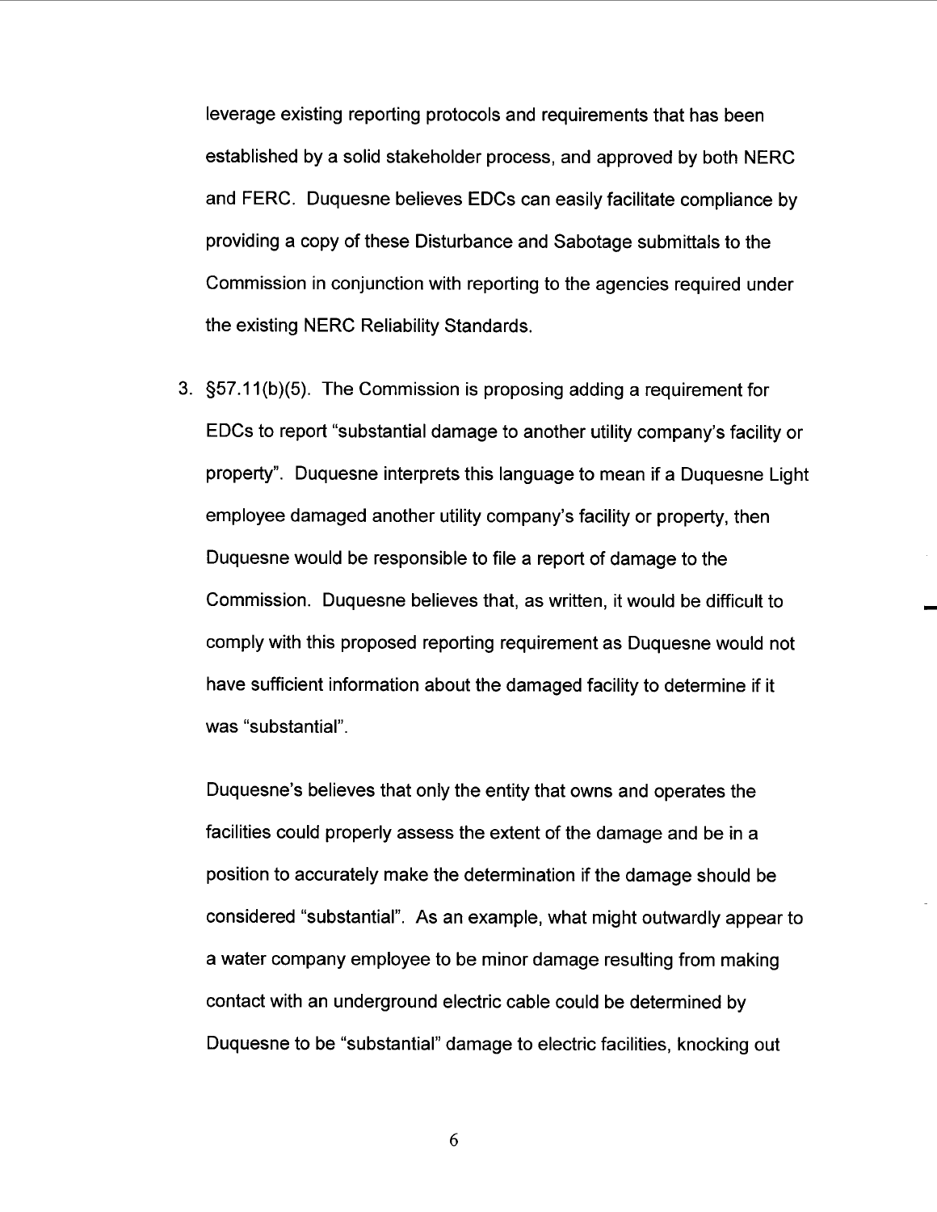leverage existing reporting protocols and requirements that has been established by a solid stakeholder process, and approved by both NERC and FERC. Duquesne believes EDCs can easily facilitate compliance by providing a copy of these Disturbance and Sabotage submittals to the Commission in conjunction with reporting to the agencies required under the existing NERC Reliability Standards.

3. §57.11(b)(5). The Commission is proposing adding a requirement for EDCs to report "substantial damage to another utility company's facility or property". Duquesne interprets this language to mean if a Duquesne Light employee damaged another utility company's facility or property, then Duquesne would be responsible to file a report of damage to the Commission. Duquesne believes that, as written, it would be difficult to comply with this proposed reporting requirement as Duquesne would not have sufficient information about the damaged facility to determine if it was "substantial".

   Duquesne's believes that only the entity that owns and operates the facilities could properly assess the extent of the damage and be in a position to accurately make the determination if the damage should be considered "substantial". As an example, what might outwardly appear to a water company employee to be minor damage resulting from making contact with an underground electric cable could be determined by Duquesne to be "substantial" damage to electric facilities, knocking out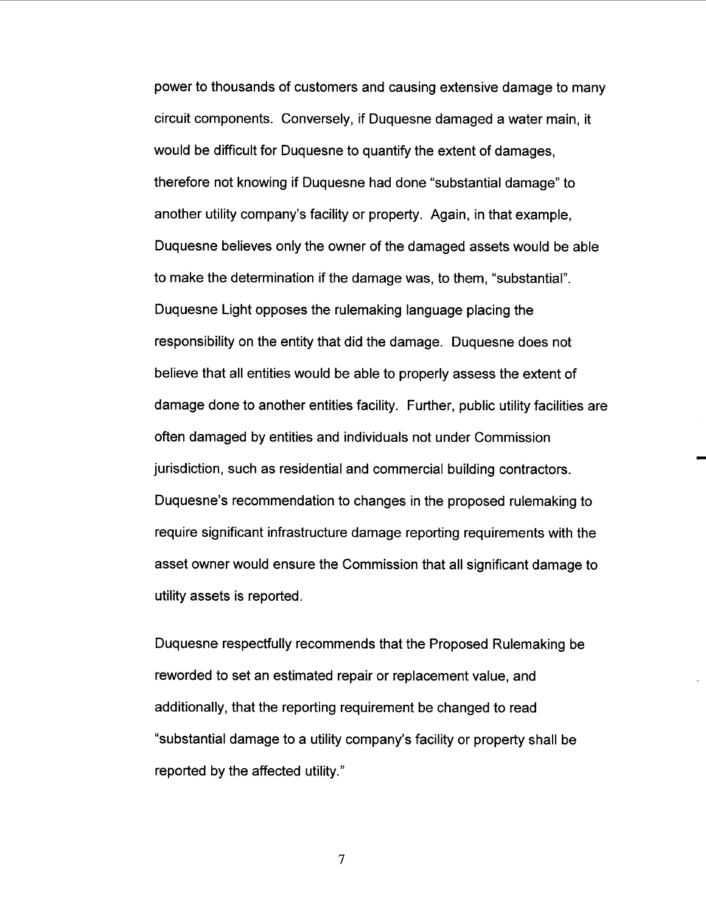power to thousands of customers and causing extensive damage to many circuit components. Conversely, if Duquesne damaged a water main, it would be difficult for Duquesne to quantify the extent of damages, therefore not knowing if Duquesne had done "substantial damage" to another utility company's facility or property. Again, in that example, Duquesne believes only the owner of the damaged assets would be able to make the determination if the damage was, to them, "substantial". Duquesne Light opposes the rulemaking language placing the responsibility on the entity that did the damage. Duquesne does not believe that all entities would be able to properly assess the extent of damage done to another entities facility. Further, public utility facilities are often damaged by entities and individuals not under Commission jurisdiction, such as residential and commercial building contractors. Duquesne's recommendation to changes in the proposed rulemaking to require significant infrastructure damage reporting requirements with the asset owner would ensure the Commission that all significant damage to utility assets is reported.

Duquesne respectfully recommends that the Proposed Rulemaking be reworded to set an estimated repair or replacement value, and additionally, that the reporting requirement be changed to read "substantial damage to a utility company's facility or property shall be reported by the affected utility."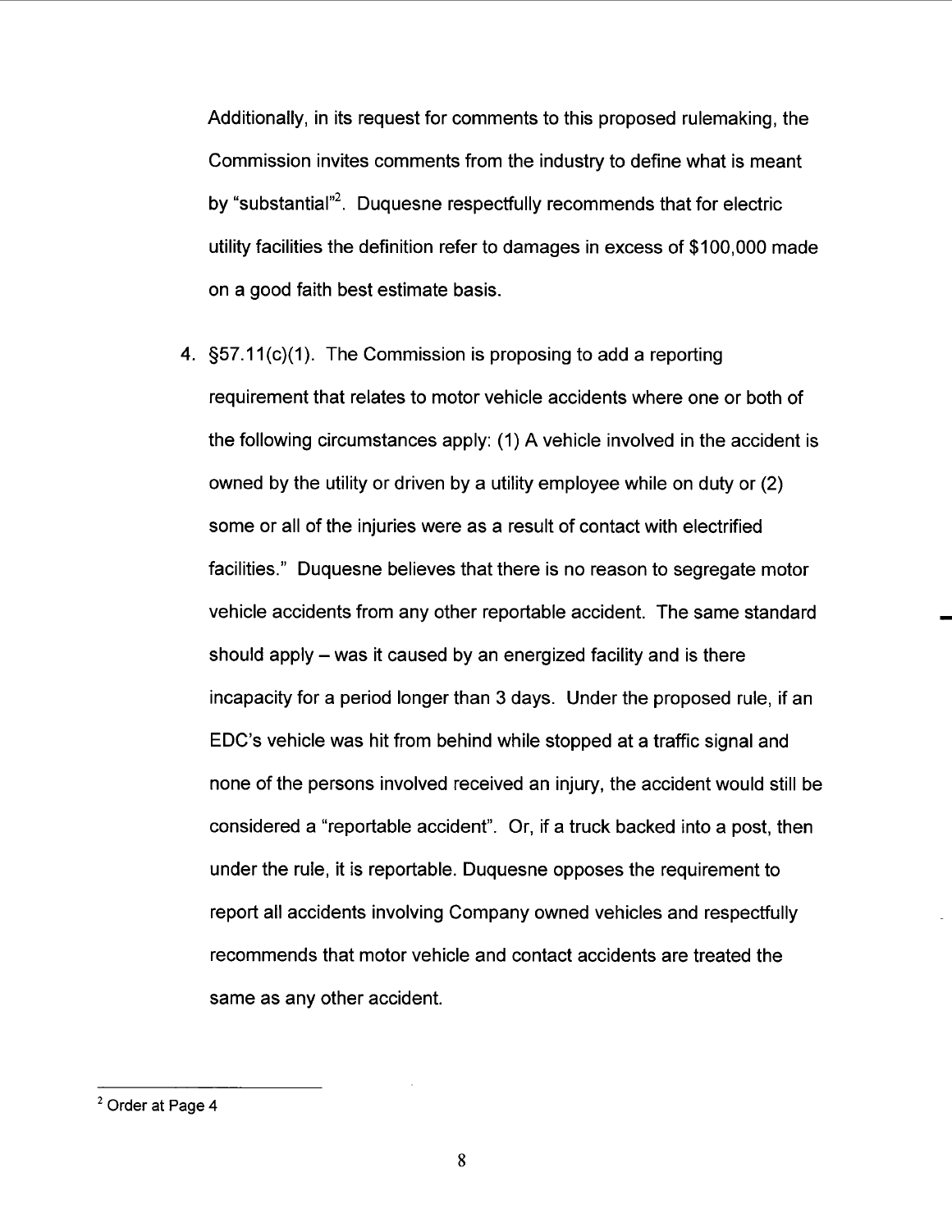Additionally, in its request for comments to this proposed rulemaking, the Commission invites comments from the industry to define what is meant by "substantial"[2]. Duquesne respectfully recommends that for electric utility facilities the definition refer to damages in excess of $100,000 made on a good faith best estimate basis.

4. §57.11(c)(1). The Commission is proposing to add a reporting requirement that relates to motor vehicle accidents where one or both of the following circumstances apply: (1) A vehicle involved in the accident is owned by the utility or driven by a utility employee while on duty or (2) some or all of the injuries were as a result of contact with electrified facilities." Duquesne believes that there is no reason to segregate motor vehicle accidents from any other reportable accident. The same standard should apply – was it caused by an energized facility and is there incapacity for a period longer than 3 days. Under the proposed rule, if an EDC's vehicle was hit from behind while stopped at a traffic signal and none of the persons involved received an injury, the accident would still be considered a "reportable accident". Or, if a truck backed into a post, then under the rule, it is reportable. Duquesne opposes the requirement to report all accidents involving Company owned vehicles and respectfully recommends that motor vehicle and contact accidents are treated the same as any other accident.

---

[2] Order at Page 4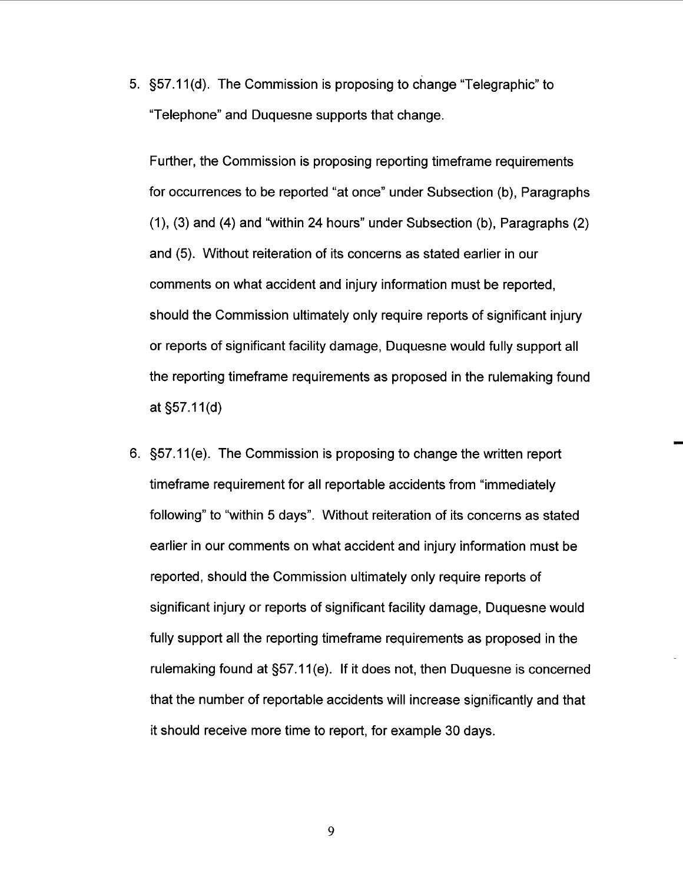5. §57.11(d). The Commission is proposing to change "Telegraphic" to "Telephone" and Duquesne supports that change.

   Further, the Commission is proposing reporting timeframe requirements for occurrences to be reported "at once" under Subsection (b), Paragraphs (1), (3) and (4) and "within 24 hours" under Subsection (b), Paragraphs (2) and (5). Without reiteration of its concerns as stated earlier in our comments on what accident and injury information must be reported, should the Commission ultimately only require reports of significant injury or reports of significant facility damage, Duquesne would fully support all the reporting timeframe requirements as proposed in the rulemaking found at §57.11(d)

6. §57.11(e). The Commission is proposing to change the written report timeframe requirement for all reportable accidents from "immediately following" to "within 5 days". Without reiteration of its concerns as stated earlier in our comments on what accident and injury information must be reported, should the Commission ultimately only require reports of significant injury or reports of significant facility damage, Duquesne would fully support all the reporting timeframe requirements as proposed in the rulemaking found at §57.11(e). If it does not, then Duquesne is concerned that the number of reportable accidents will increase significantly and that it should receive more time to report, for example 30 days.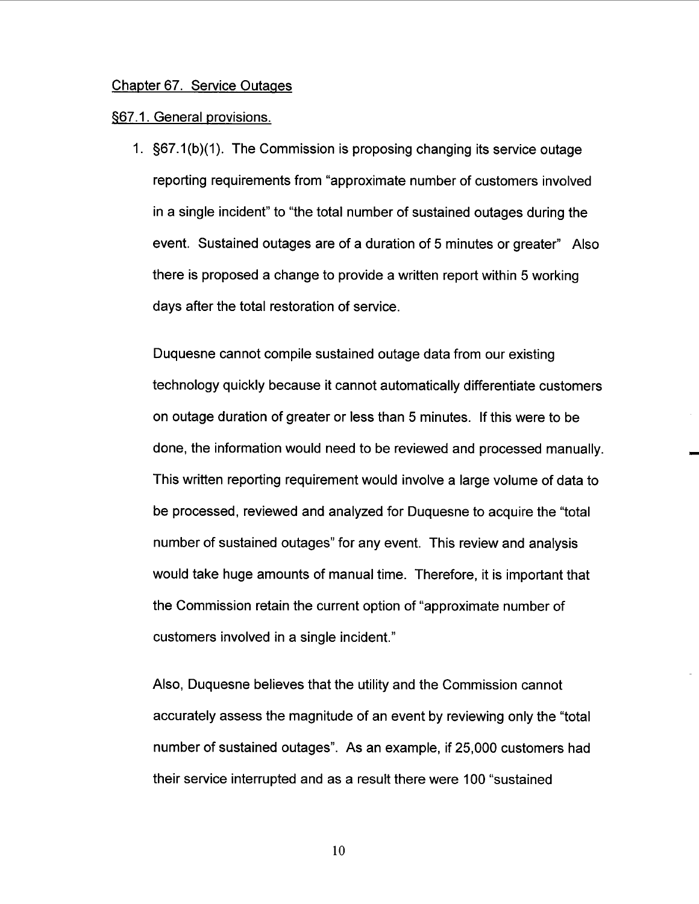Chapter 67. Service Outages

§67.1. General provisions.

1. §67.1(b)(1). The Commission is proposing changing its service outage reporting requirements from "approximate number of customers involved in a single incident" to "the total number of sustained outages during the event. Sustained outages are of a duration of 5 minutes or greater" Also there is proposed a change to provide a written report within 5 working days after the total restoration of service.

   Duquesne cannot compile sustained outage data from our existing technology quickly because it cannot automatically differentiate customers on outage duration of greater or less than 5 minutes. If this were to be done, the information would need to be reviewed and processed manually. This written reporting requirement would involve a large volume of data to be processed, reviewed and analyzed for Duquesne to acquire the "total number of sustained outages" for any event. This review and analysis would take huge amounts of manual time. Therefore, it is important that the Commission retain the current option of "approximate number of customers involved in a single incident."

   Also, Duquesne believes that the utility and the Commission cannot accurately assess the magnitude of an event by reviewing only the "total number of sustained outages". As an example, if 25,000 customers had their service interrupted and as a result there were 100 "sustained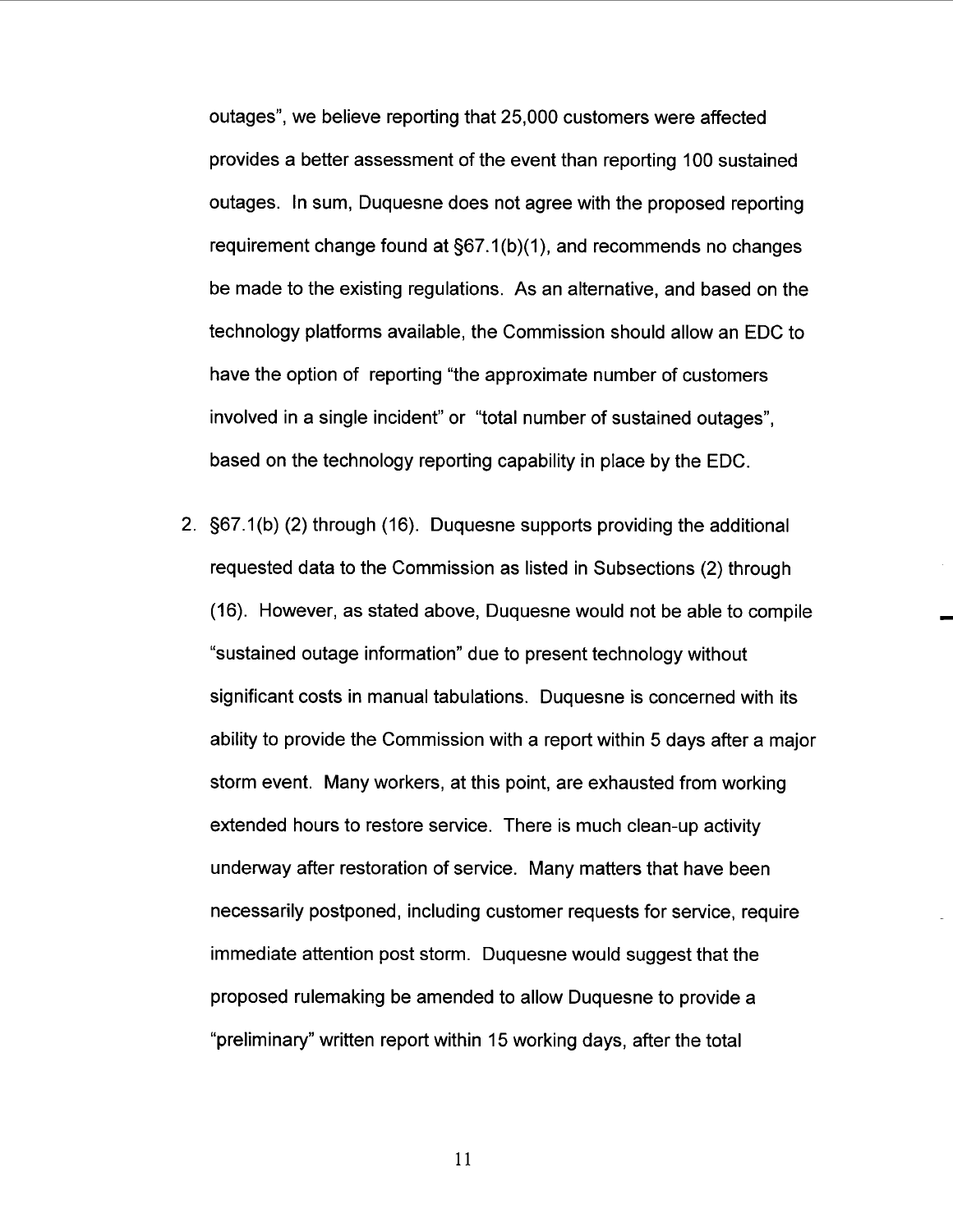outages", we believe reporting that 25,000 customers were affected provides a better assessment of the event than reporting 100 sustained outages. In sum, Duquesne does not agree with the proposed reporting requirement change found at §67.1(b)(1), and recommends no changes be made to the existing regulations. As an alternative, and based on the technology platforms available, the Commission should allow an EDC to have the option of reporting "the approximate number of customers involved in a single incident" or "total number of sustained outages", based on the technology reporting capability in place by the EDC.

2. §67.1(b) (2) through (16). Duquesne supports providing the additional requested data to the Commission as listed in Subsections (2) through (16). However, as stated above, Duquesne would not be able to compile "sustained outage information" due to present technology without significant costs in manual tabulations. Duquesne is concerned with its ability to provide the Commission with a report within 5 days after a major storm event. Many workers, at this point, are exhausted from working extended hours to restore service. There is much clean-up activity underway after restoration of service. Many matters that have been necessarily postponed, including customer requests for service, require immediate attention post storm. Duquesne would suggest that the proposed rulemaking be amended to allow Duquesne to provide a "preliminary" written report within 15 working days, after the total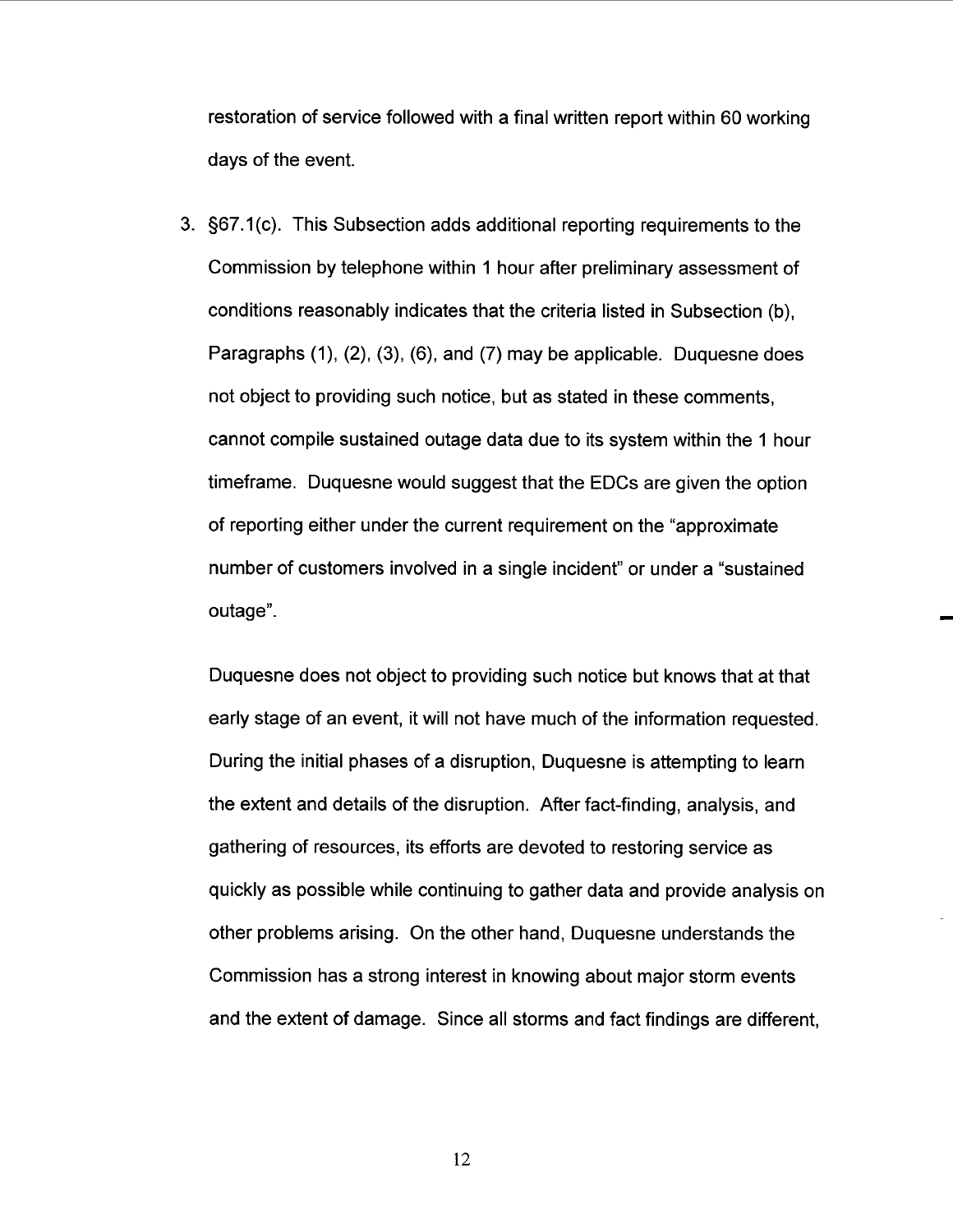restoration of service followed with a final written report within 60 working days of the event.

3. §67.1(c). This Subsection adds additional reporting requirements to the Commission by telephone within 1 hour after preliminary assessment of conditions reasonably indicates that the criteria listed in Subsection (b), Paragraphs (1), (2), (3), (6), and (7) may be applicable. Duquesne does not object to providing such notice, but as stated in these comments, cannot compile sustained outage data due to its system within the 1 hour timeframe. Duquesne would suggest that the EDCs are given the option of reporting either under the current requirement on the "approximate number of customers involved in a single incident" or under a "sustained outage".

   Duquesne does not object to providing such notice but knows that at that early stage of an event, it will not have much of the information requested. During the initial phases of a disruption, Duquesne is attempting to learn the extent and details of the disruption. After fact-finding, analysis, and gathering of resources, its efforts are devoted to restoring service as quickly as possible while continuing to gather data and provide analysis on other problems arising. On the other hand, Duquesne understands the Commission has a strong interest in knowing about major storm events and the extent of damage. Since all storms and fact findings are different,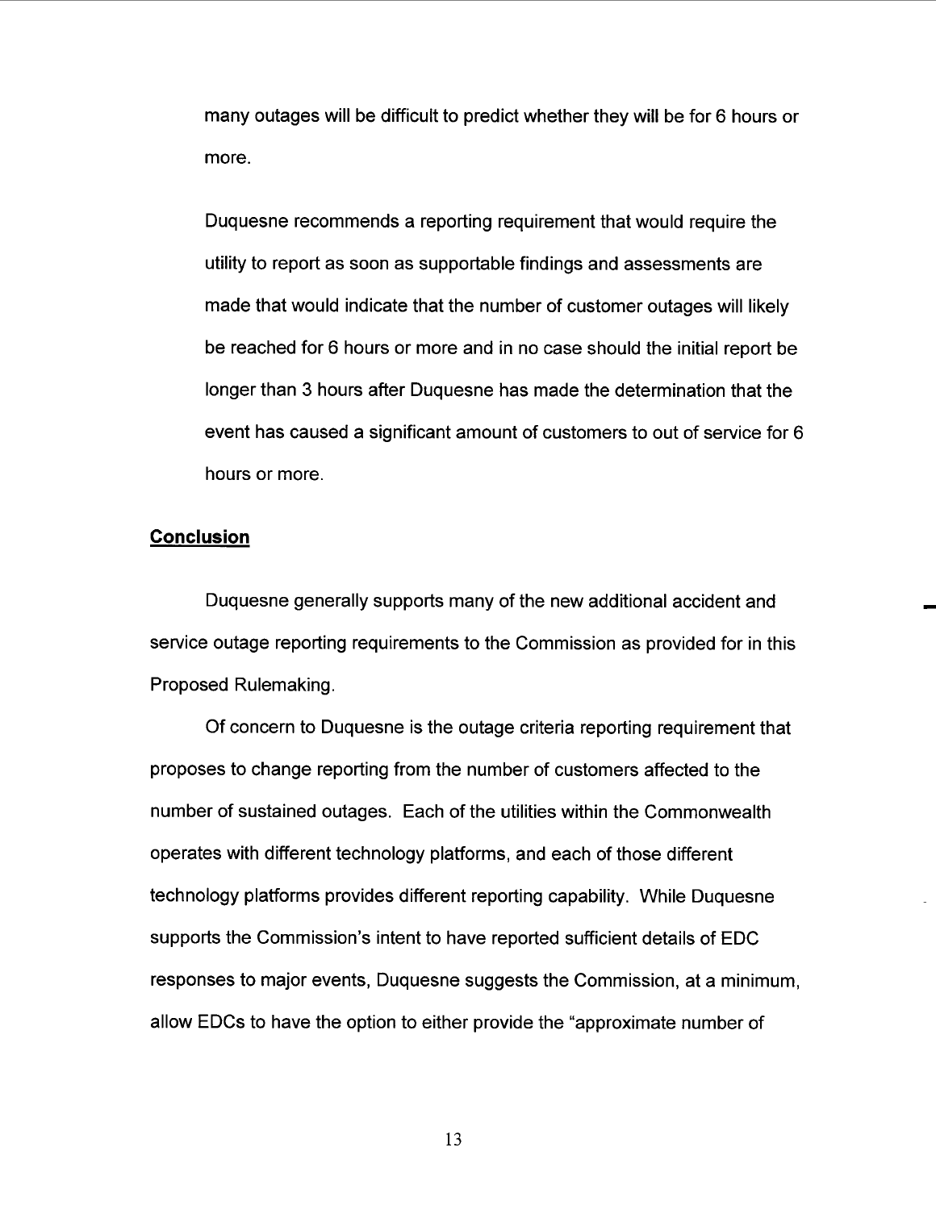many outages will be difficult to predict whether they will be for 6 hours or more.

Duquesne recommends a reporting requirement that would require the utility to report as soon as supportable findings and assessments are made that would indicate that the number of customer outages will likely be reached for 6 hours or more and in no case should the initial report be longer than 3 hours after Duquesne has made the determination that the event has caused a significant amount of customers to out of service for 6 hours or more.

## **Conclusion**

Duquesne generally supports many of the new additional accident and service outage reporting requirements to the Commission as provided for in this Proposed Rulemaking.

Of concern to Duquesne is the outage criteria reporting requirement that proposes to change reporting from the number of customers affected to the number of sustained outages. Each of the utilities within the Commonwealth operates with different technology platforms, and each of those different technology platforms provides different reporting capability. While Duquesne supports the Commission's intent to have reported sufficient details of EDC responses to major events, Duquesne suggests the Commission, at a minimum, allow EDCs to have the option to either provide the "approximate number of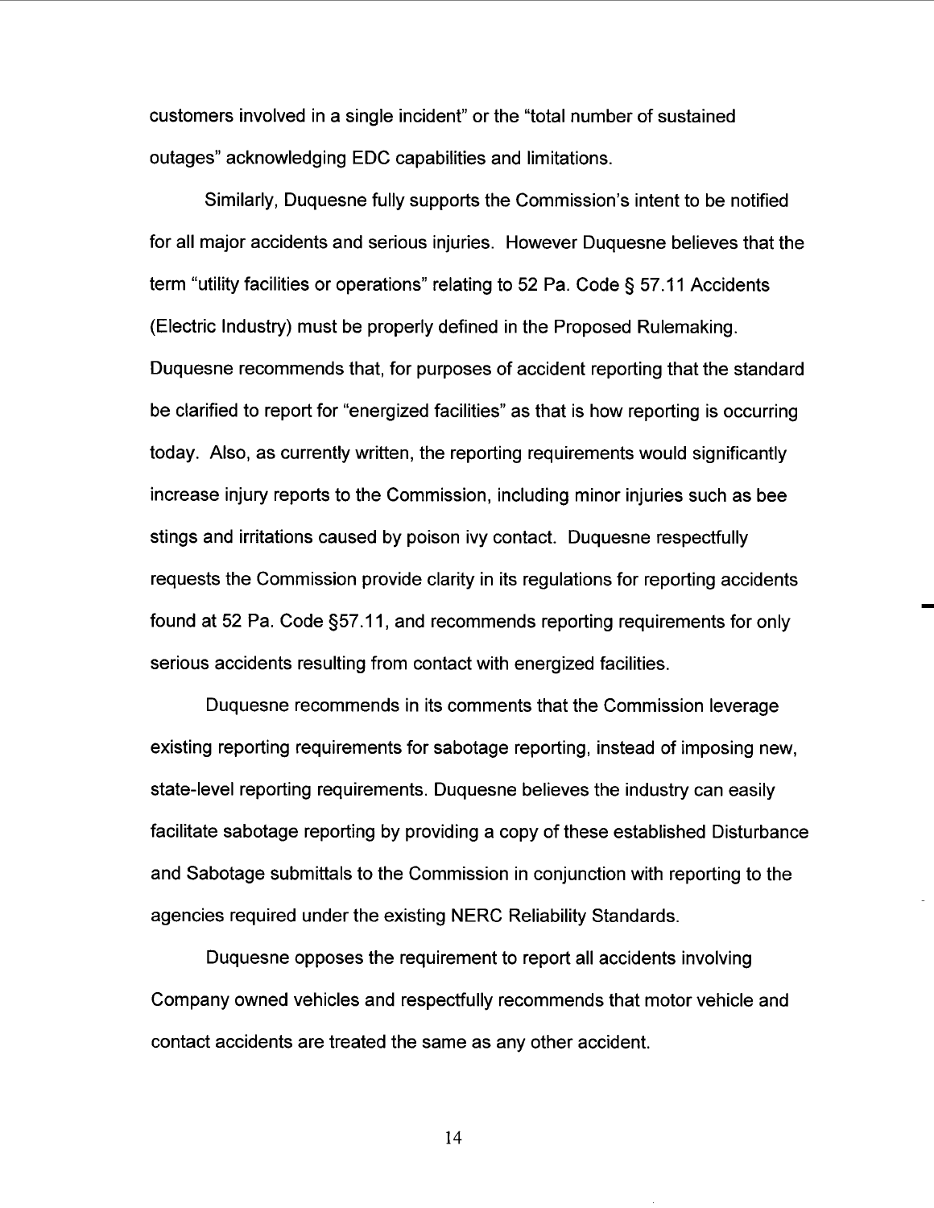customers involved in a single incident" or the "total number of sustained outages" acknowledging EDC capabilities and limitations.

Similarly, Duquesne fully supports the Commission's intent to be notified for all major accidents and serious injuries. However Duquesne believes that the term "utility facilities or operations" relating to 52 Pa. Code § 57.11 Accidents (Electric Industry) must be properly defined in the Proposed Rulemaking. Duquesne recommends that, for purposes of accident reporting that the standard be clarified to report for "energized facilities" as that is how reporting is occurring today. Also, as currently written, the reporting requirements would significantly increase injury reports to the Commission, including minor injuries such as bee stings and irritations caused by poison ivy contact. Duquesne respectfully requests the Commission provide clarity in its regulations for reporting accidents found at 52 Pa. Code §57.11, and recommends reporting requirements for only serious accidents resulting from contact with energized facilities.

Duquesne recommends in its comments that the Commission leverage existing reporting requirements for sabotage reporting, instead of imposing new, state-level reporting requirements. Duquesne believes the industry can easily facilitate sabotage reporting by providing a copy of these established Disturbance and Sabotage submittals to the Commission in conjunction with reporting to the agencies required under the existing NERC Reliability Standards.

Duquesne opposes the requirement to report all accidents involving Company owned vehicles and respectfully recommends that motor vehicle and contact accidents are treated the same as any other accident.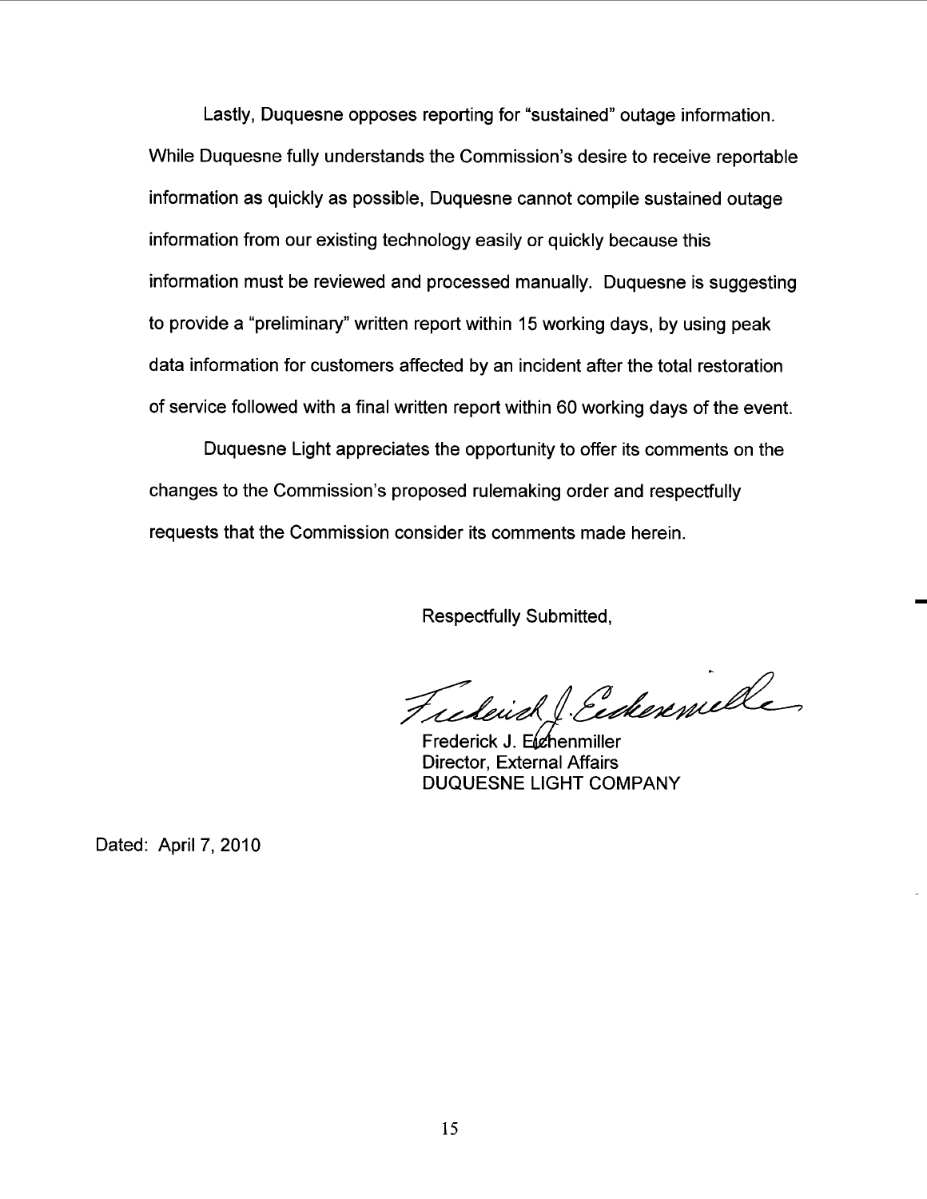Lastly, Duquesne opposes reporting for "sustained" outage information. While Duquesne fully understands the Commission's desire to receive reportable information as quickly as possible, Duquesne cannot compile sustained outage information from our existing technology easily or quickly because this information must be reviewed and processed manually. Duquesne is suggesting to provide a "preliminary" written report within 15 working days, by using peak data information for customers affected by an incident after the total restoration of service followed with a final written report within 60 working days of the event.

Duquesne Light appreciates the opportunity to offer its comments on the changes to the Commission's proposed rulemaking order and respectfully requests that the Commission consider its comments made herein.

Respectfully Submitted,

Frederick J. Eichenmiller
Director, External Affairs
DUQUESNE LIGHT COMPANY

Dated: April 7, 2010